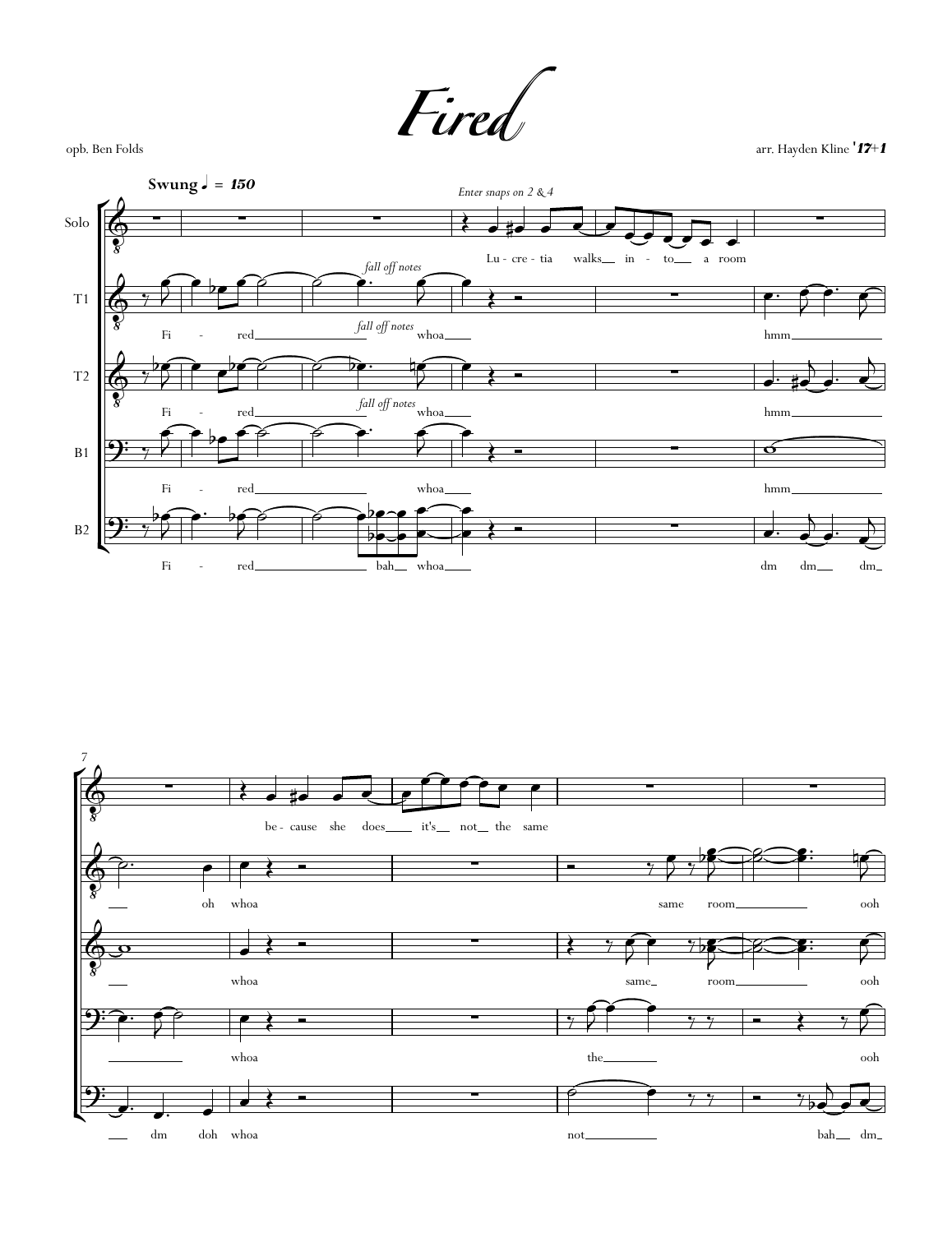# Fired

opb. Ben Folds

arr. Hayden Kline '17+1

Swung ♩ = 150

Solo: *Enter snaps on 2 & 4* — Lu - cre - tia walks in - to a room — be - cause she does it's not the same

T1: Fi - red *fall off notes* whoa — hmm — oh whoa — same room ooh

T2: Fi - red *fall off notes* whoa — hmm — whoa — same room ooh

B1: Fi - red *fall off notes* whoa — hmm — whoa — the — ooh

B2: Fi - red bah whoa — dm dm dm dm doh whoa — not — bah dm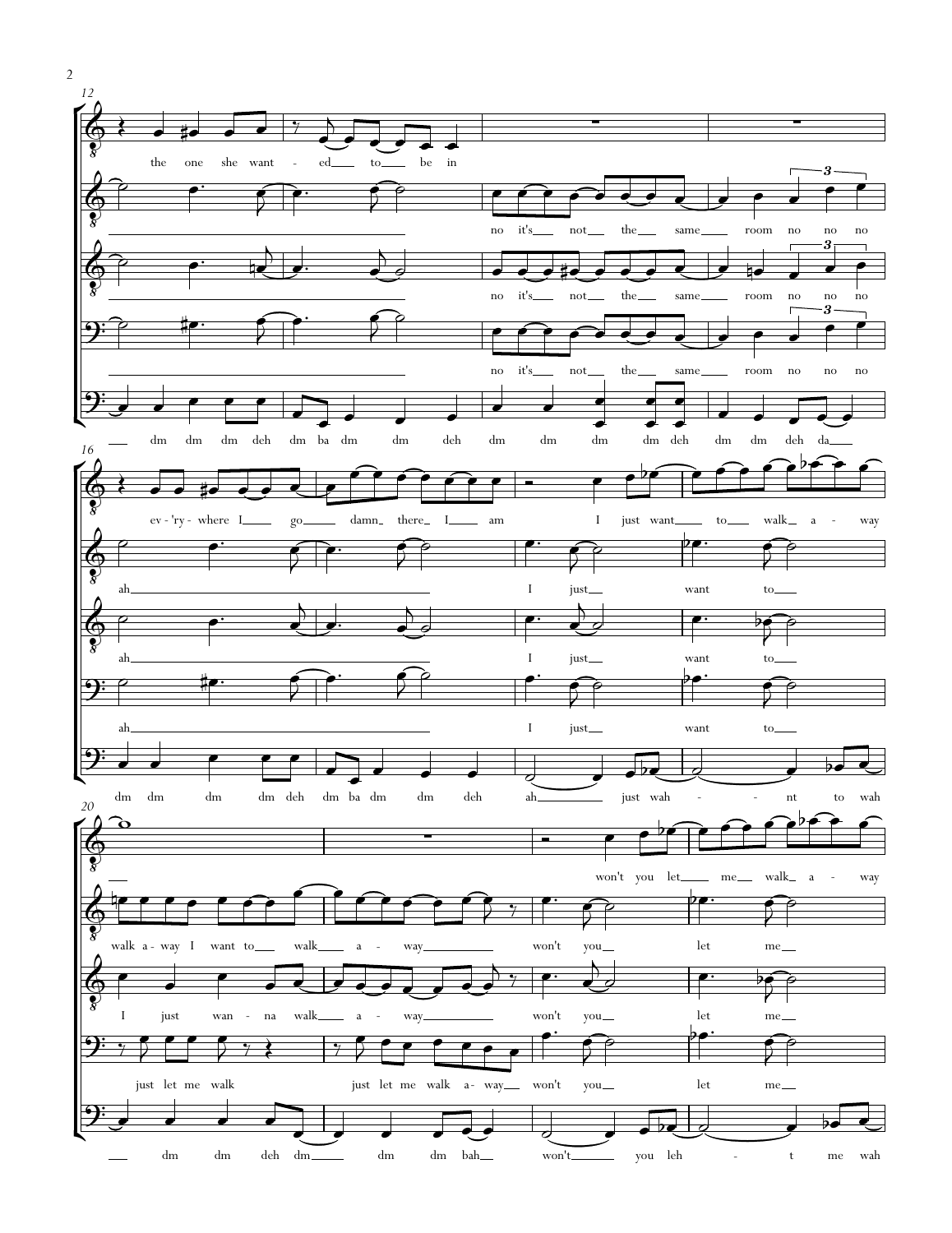12

the one she want - ed to be in

no it's not the same room no no no

no it's not the same room no no no

no it's not the same room no no no

dm dm dm deh dm ba dm dm deh dm dm dm dm deh dm dm deh da

16

ev - 'ry - where I go damn there I am I just want to walk a - way

ah I just want to

ah I just want to

ah I just want to

dm dm dm dm deh dm ba dm dm deh ah just wah - nt to wah

20

won't you let me walk a - way

walk a - way I want to walk a - way won't you let me

I just wan - na walk a - way won't you let me

just let me walk just let me walk a - way won't you let me

dm dm deh dm dm dm bah won't you leh - t me wah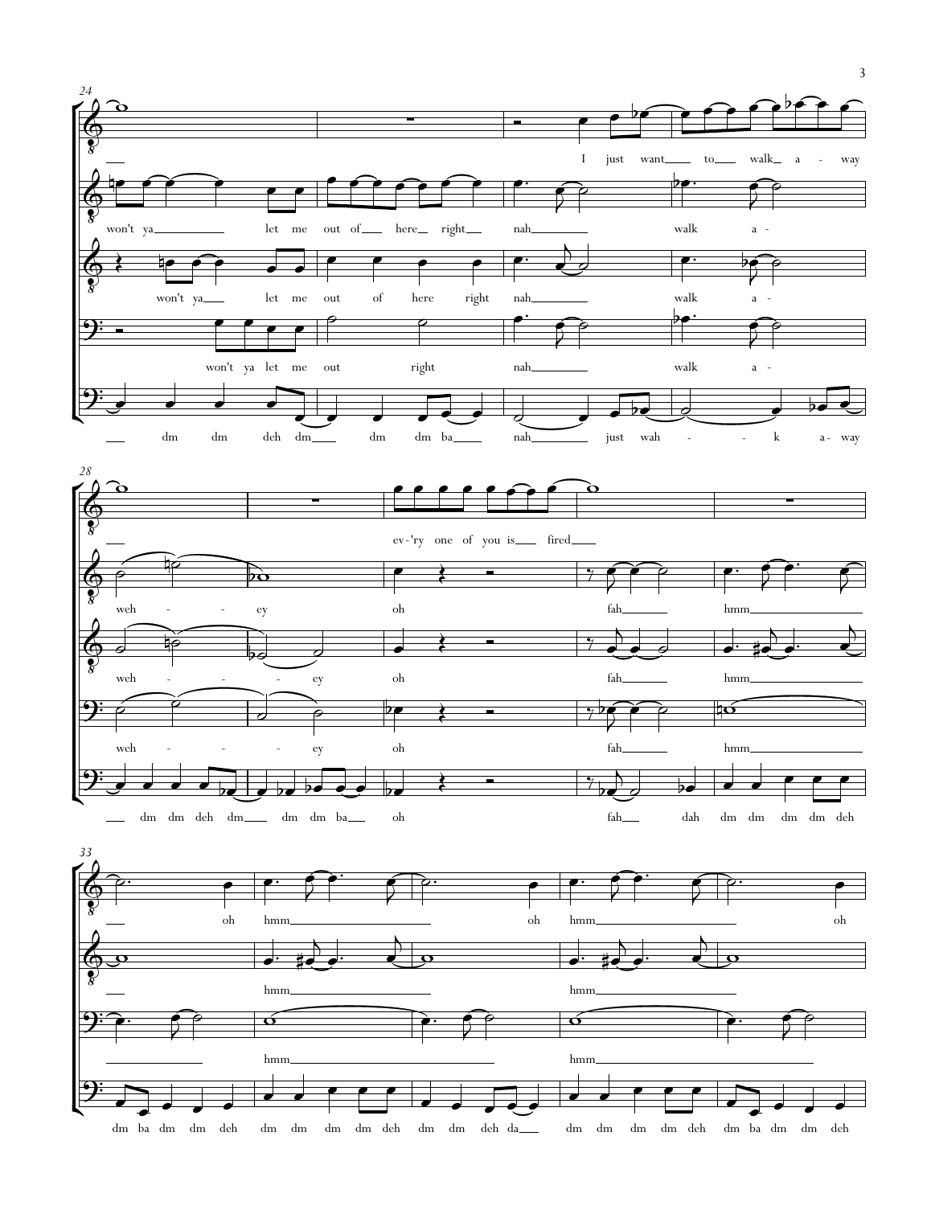24

I just want to walk a - way

won't ya let me out of here right nah walk a -

won't ya let me out of here right nah walk a -

won't ya let me out right nah walk a -

dm dm deh dm dm dm ba nah just wah - - k a - way

28

ev - 'ry one of you is fired

weh - - ey oh fah hmm

weh - - - ey oh fah hmm

weh - - - ey oh fah hmm

dm dm deh dm dm dm ba oh fah dah dm dm dm dm deh

33

oh hmm oh hmm oh

hmm hmm

hmm hmm

dm ba dm dm deh dm dm dm dm deh dm dm deh da dm dm dm dm deh dm ba dm dm deh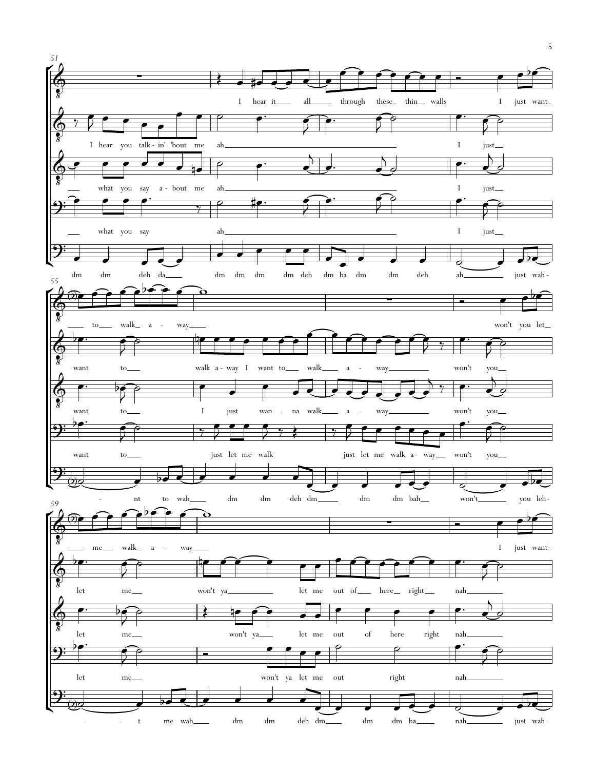51

I hear it all through these thin walls I just want

I hear you talk - in' 'bout me ah I just

what you say a - bout me ah I just

what you say ah I just

dm dm deh da dm dm dm dm deh dm ba dm dm deh ah just wah -

55

to walk a - way won't you let

want to walk a - way I want to walk a - way won't you

want to I just wan - na walk a - way won't you

want to just let me walk just let me walk a - way won't you

- nt to wah dm dm deh dm dm dm bah won't you leh -

59

me walk a - way I just want

let me won't ya let me out of here right nah

let me won't ya let me out of here right nah

let me won't ya let me out right nah

- - t me wah dm dm deh dm dm dm ba nah just wah -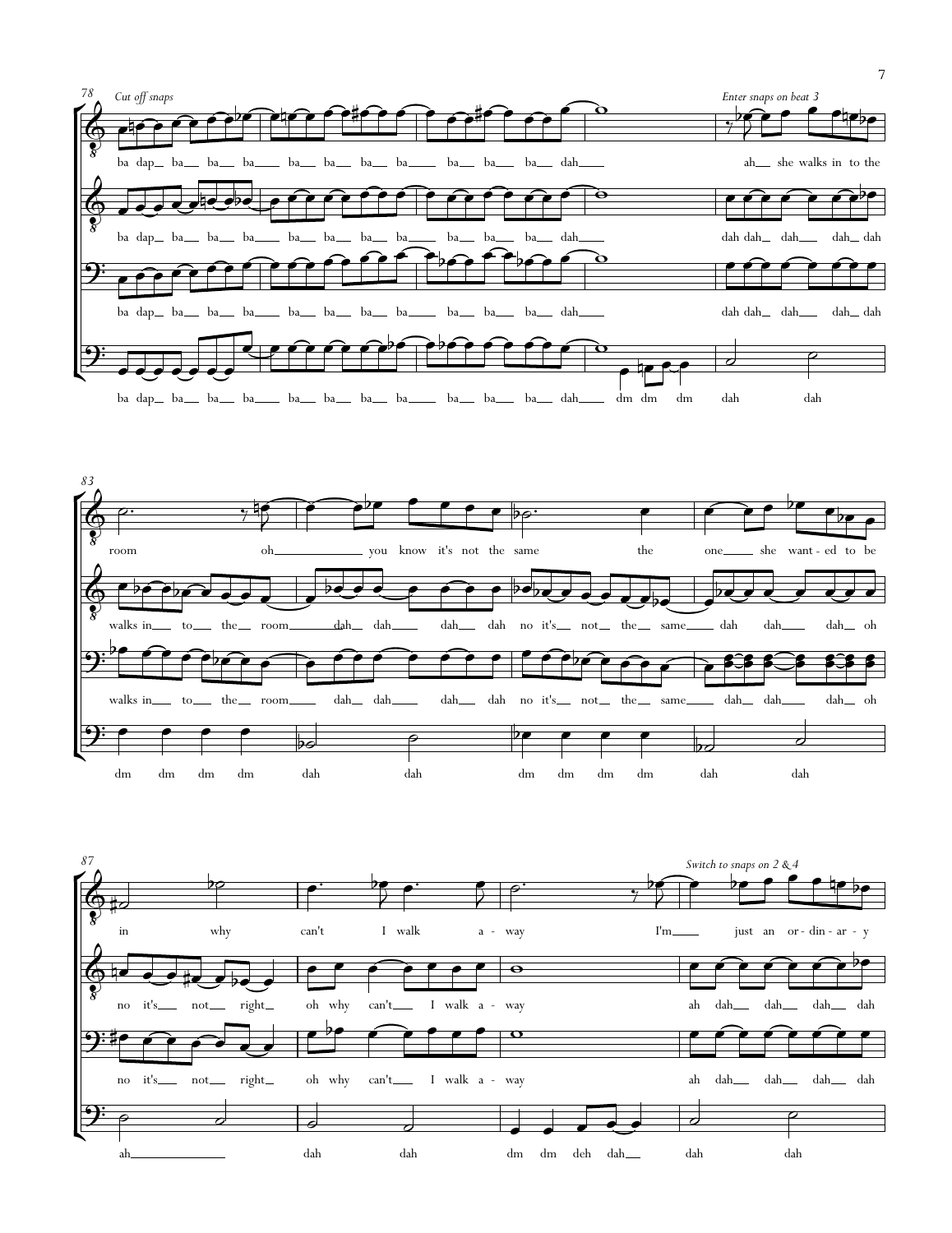*Cut off snaps*

*Enter snaps on beat 3*

ba dap ba ba ba ba ba ba ba ba ba ba dah ah she walks in to the

ba dap ba ba ba ba ba ba ba ba ba ba dah dah dah dah dah dah

ba dap ba ba ba ba ba ba ba ba ba ba dah dah dah dah dah dah

ba dap ba ba ba ba ba ba ba ba ba ba dah dm dm dm dah dah

room oh you know it's not the same the one she want - ed to be

walks in to the room dah dah dah dah no it's not the same dah dah dah oh

walks in to the room dah dah dah dah no it's not the same dah dah dah oh

dm dm dm dm dah dah dm dm dm dm dah dah

*Switch to snaps on 2 & 4*

in why can't I walk a - way I'm just an or - din - ar - y

no it's not right oh why can't I walk a - way ah dah dah dah dah

no it's not right oh why can't I walk a - way ah dah dah dah dah

ah dah dah dm dm deh dah dah dah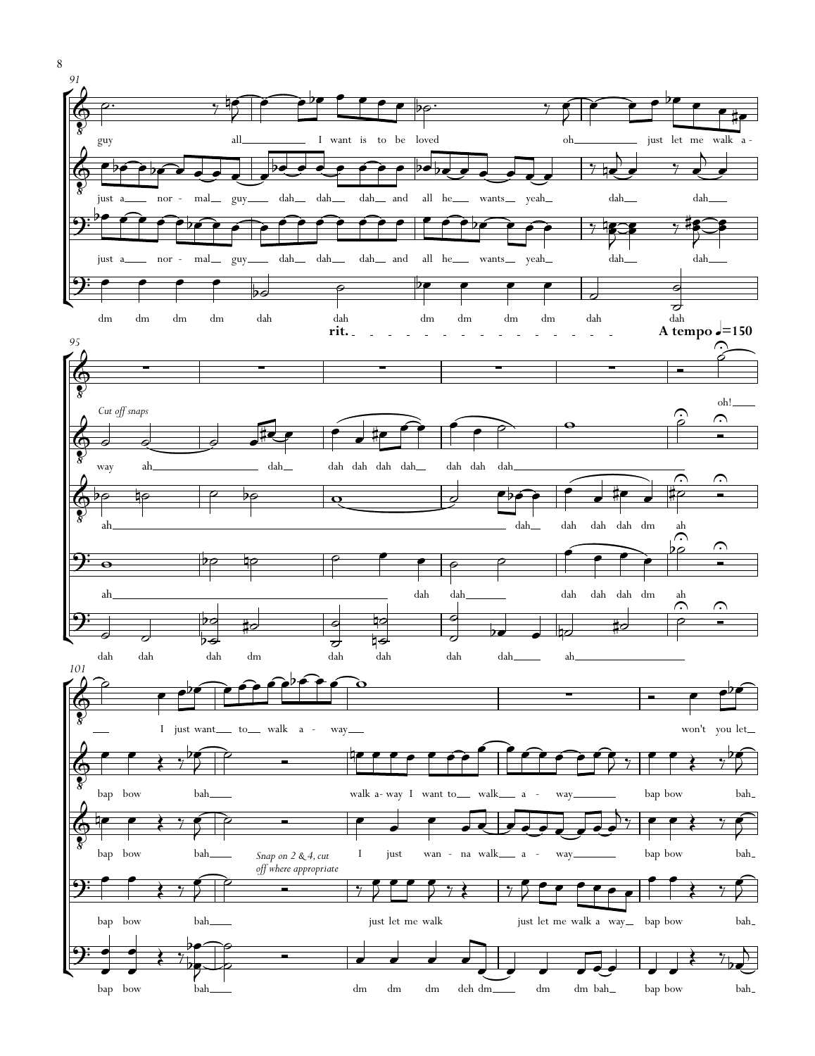91

guy all I want is to be loved oh just let me walk a -

just a nor - mal guy dah dah dah and all he wants yeah dah dah

just a nor - mal guy dah dah dah and all he wants yeah dah dah

dm dm dm dm dah dah dm dm dm dm dah dah

**rit.** **A tempo** ♩=150

95

oh!

*Cut off snaps*

way ah dah dah dah dah dah dah dah dah

ah dah dah dah dah dm ah

ah dah dah dah dah dah dm ah

dah dah dah dm dah dah dah dah ah

101

I just want to walk a - way won't you let

bap bow bah walk a- way I want to walk a - way bap bow bah

bap bow bah *Snap on 2 & 4, cut off where appropriate* I just wan - na walk a - way bap bow bah

bap bow bah just let me walk just let me walk a way bap bow bah

bap bow bah dm dm dm deh dm dm dm bah bap bow bah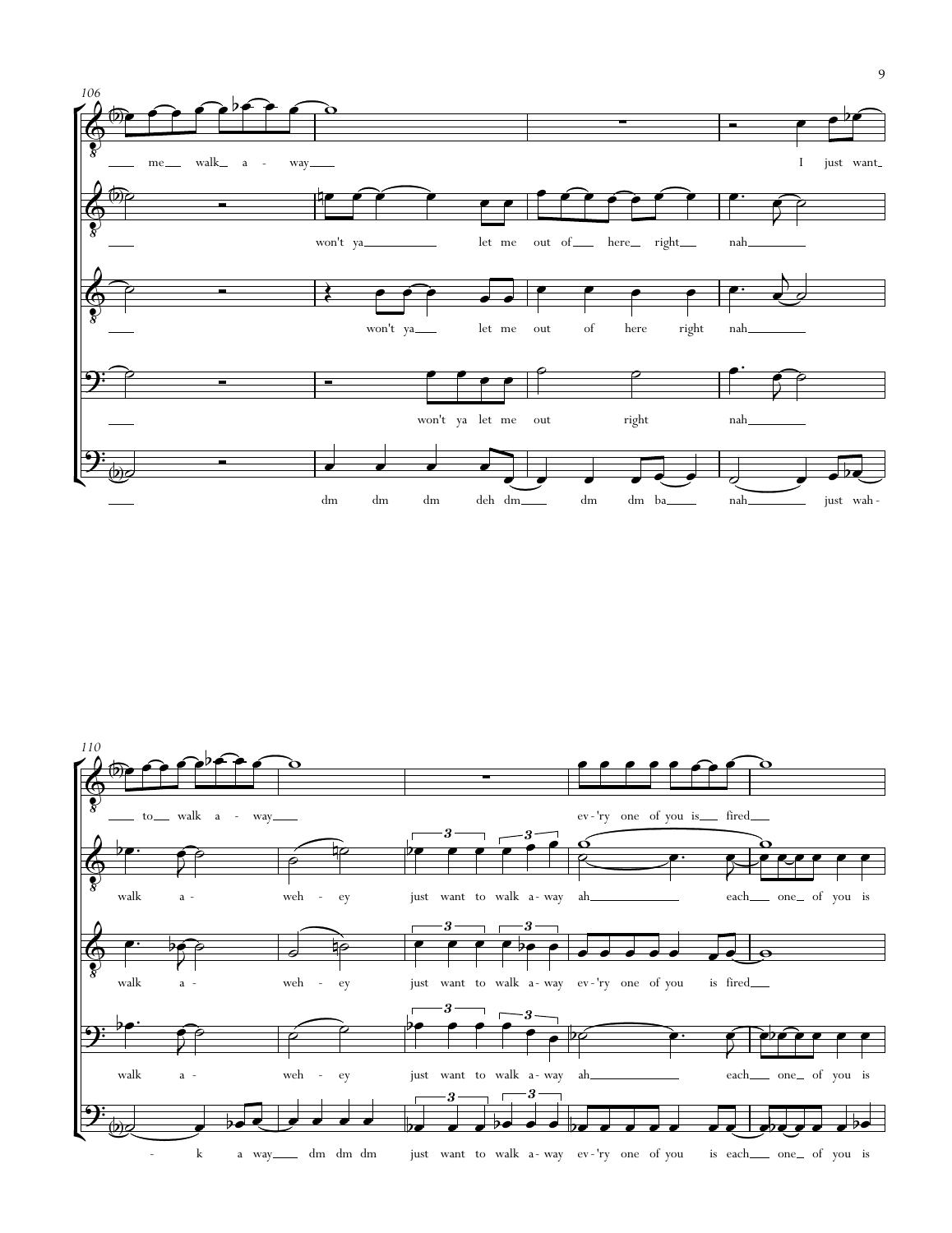106

me walk a - way

I just want

won't ya let me out of here right nah

won't ya let me out of here right nah

won't ya let me out right nah

dm dm dm deh dm dm dm ba nah just wah -

110

to walk a - way

ev - 'ry one of you is fired

walk a - weh - ey just want to walk a - way ah each one of you is

walk a - weh - ey just want to walk a - way ev - 'ry one of you is fired

walk a - weh - ey just want to walk a - way ah each one of you is

- k a way dm dm dm just want to walk a - way ev - 'ry one of you is each one of you is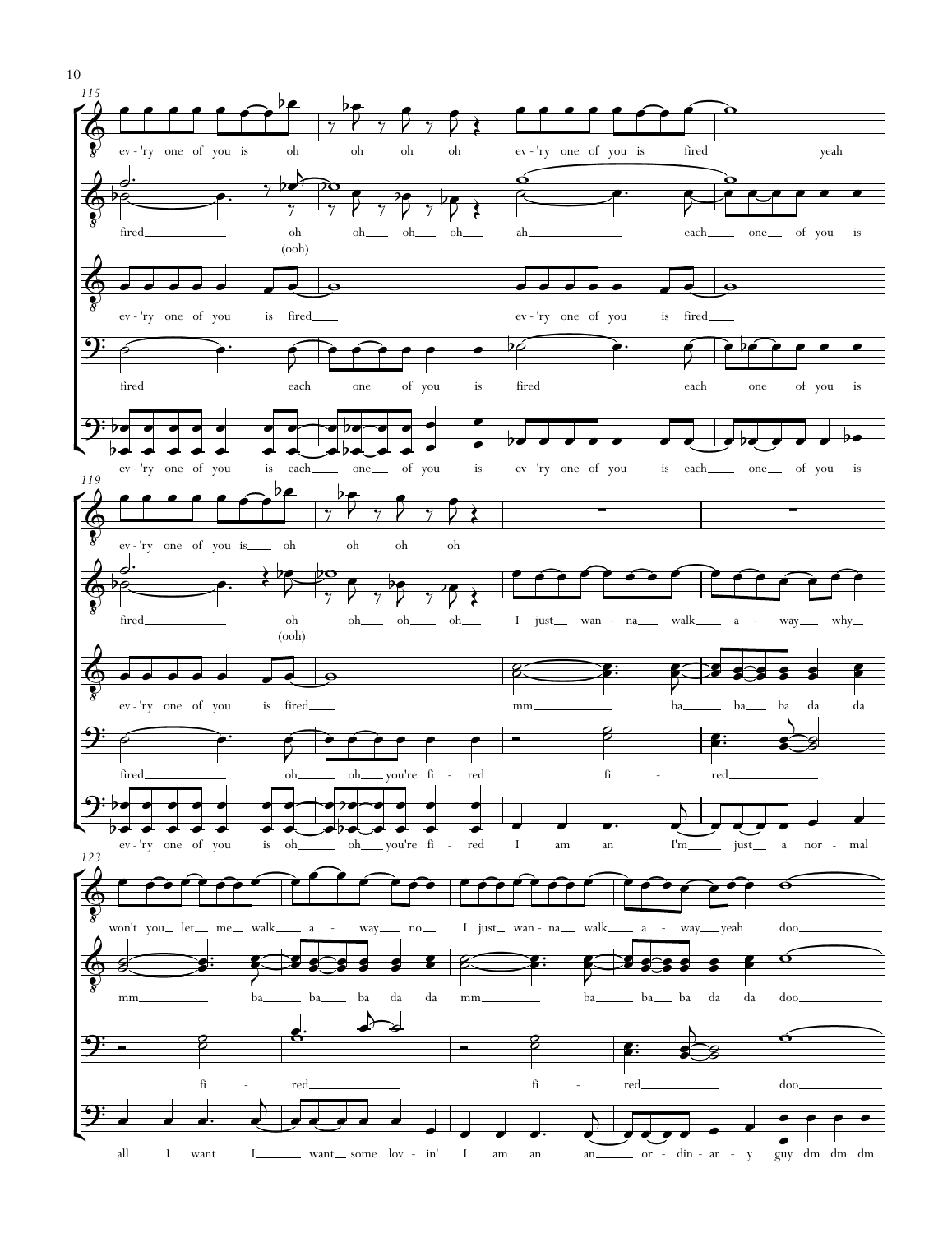115

ev - 'ry one of you is oh oh oh oh ev - 'ry one of you is fired yeah

fired oh (ooh) oh oh oh ah each one of you is

ev - 'ry one of you is fired ev - 'ry one of you is fired

fired each one of you is fired each one of you is

ev - 'ry one of you is each one of you is ev 'ry one of you is each one of you is

119

ev - 'ry one of you is oh oh oh oh

fired oh (ooh) oh oh oh I just wan - na walk a - way why

ev - 'ry one of you is fired mm ba ba ba da da

fired oh oh you're fi - red fi - red

ev - 'ry one of you is oh oh you're fi - red I am an I'm just a nor - mal

123

won't you let me walk a - way no I just wan - na walk a - way yeah doo

mm ba ba ba da da mm ba ba ba da da doo

fi - red fi - red doo

all I want I want some lov - in' I am an an or - din - ar - y guy dm dm dm